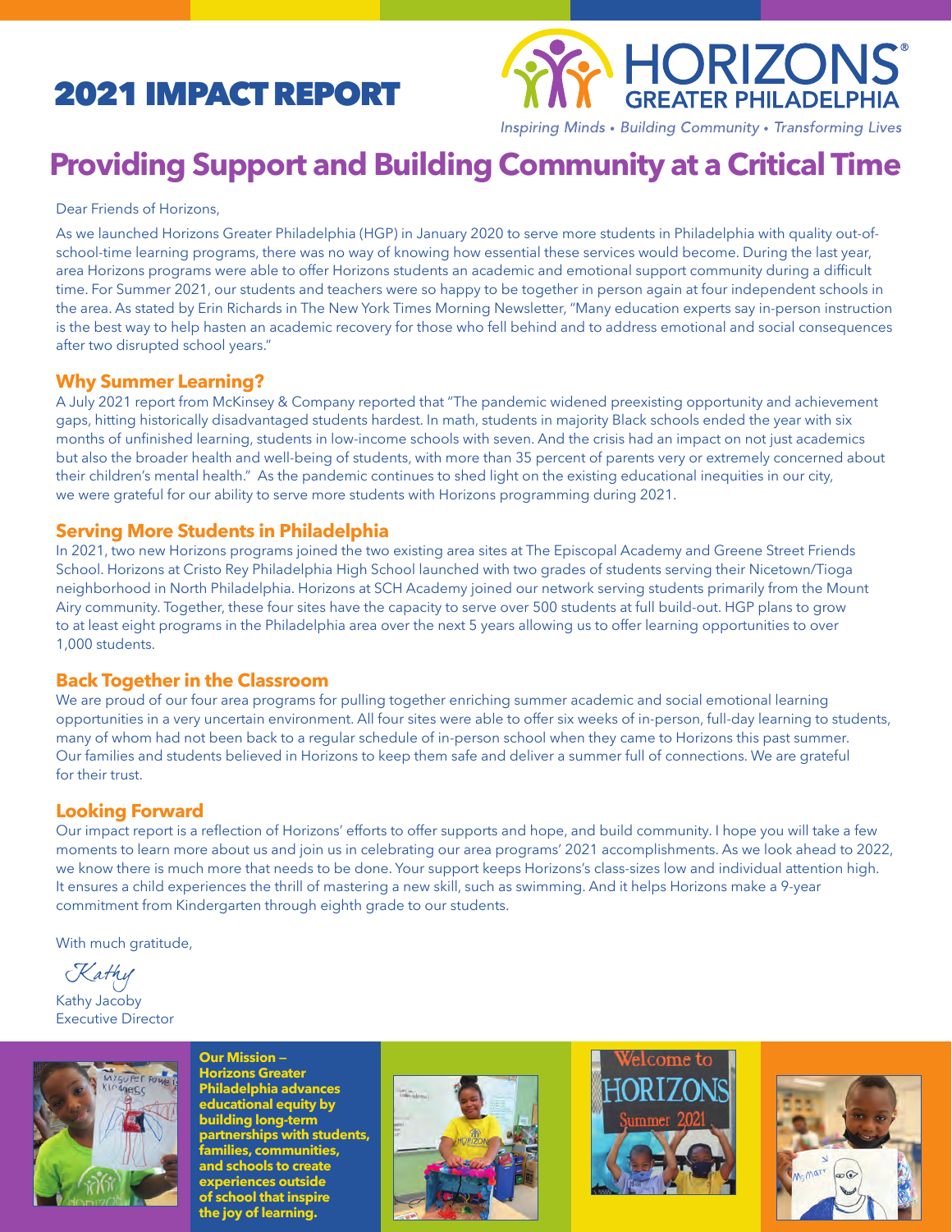# 2021 IMPACT REPORT

HORIZONS® GREATER PHILADELPHIA

*Inspiring Minds • Building Community • Transforming Lives*

## Providing Support and Building Community at a Critical Time

Dear Friends of Horizons,

As we launched Horizons Greater Philadelphia (HGP) in January 2020 to serve more students in Philadelphia with quality out-of-school-time learning programs, there was no way of knowing how essential these services would become. During the last year, area Horizons programs were able to offer Horizons students an academic and emotional support community during a difficult time. For Summer 2021, our students and teachers were so happy to be together in person again at four independent schools in the area. As stated by Erin Richards in The New York Times Morning Newsletter, "Many education experts say in-person instruction is the best way to help hasten an academic recovery for those who fell behind and to address emotional and social consequences after two disrupted school years."

### Why Summer Learning?

A July 2021 report from McKinsey & Company reported that "The pandemic widened preexisting opportunity and achievement gaps, hitting historically disadvantaged students hardest. In math, students in majority Black schools ended the year with six months of unfinished learning, students in low-income schools with seven. And the crisis had an impact on not just academics but also the broader health and well-being of students, with more than 35 percent of parents very or extremely concerned about their children's mental health." As the pandemic continues to shed light on the existing educational inequities in our city, we were grateful for our ability to serve more students with Horizons programming during 2021.

### Serving More Students in Philadelphia

In 2021, two new Horizons programs joined the two existing area sites at The Episcopal Academy and Greene Street Friends School. Horizons at Cristo Rey Philadelphia High School launched with two grades of students serving their Nicetown/Tioga neighborhood in North Philadelphia. Horizons at SCH Academy joined our network serving students primarily from the Mount Airy community. Together, these four sites have the capacity to serve over 500 students at full build-out. HGP plans to grow to at least eight programs in the Philadelphia area over the next 5 years allowing us to offer learning opportunities to over 1,000 students.

### Back Together in the Classroom

We are proud of our four area programs for pulling together enriching summer academic and social emotional learning opportunities in a very uncertain environment. All four sites were able to offer six weeks of in-person, full-day learning to students, many of whom had not been back to a regular schedule of in-person school when they came to Horizons this past summer. Our families and students believed in Horizons to keep them safe and deliver a summer full of connections. We are grateful for their trust.

### Looking Forward

Our impact report is a reflection of Horizons' efforts to offer supports and hope, and build community. I hope you will take a few moments to learn more about us and join us in celebrating our area programs' 2021 accomplishments. As we look ahead to 2022, we know there is much more that needs to be done. Your support keeps Horizons's class-sizes low and individual attention high. It ensures a child experiences the thrill of mastering a new skill, such as swimming. And it helps Horizons make a 9-year commitment from Kindergarten through eighth grade to our students.

With much gratitude,

*Kathy*

Kathy Jacoby
Executive Director

**Our Mission — Horizons Greater Philadelphia advances educational equity by building long-term partnerships with students, families, communities, and schools to create experiences outside of school that inspire the joy of learning.**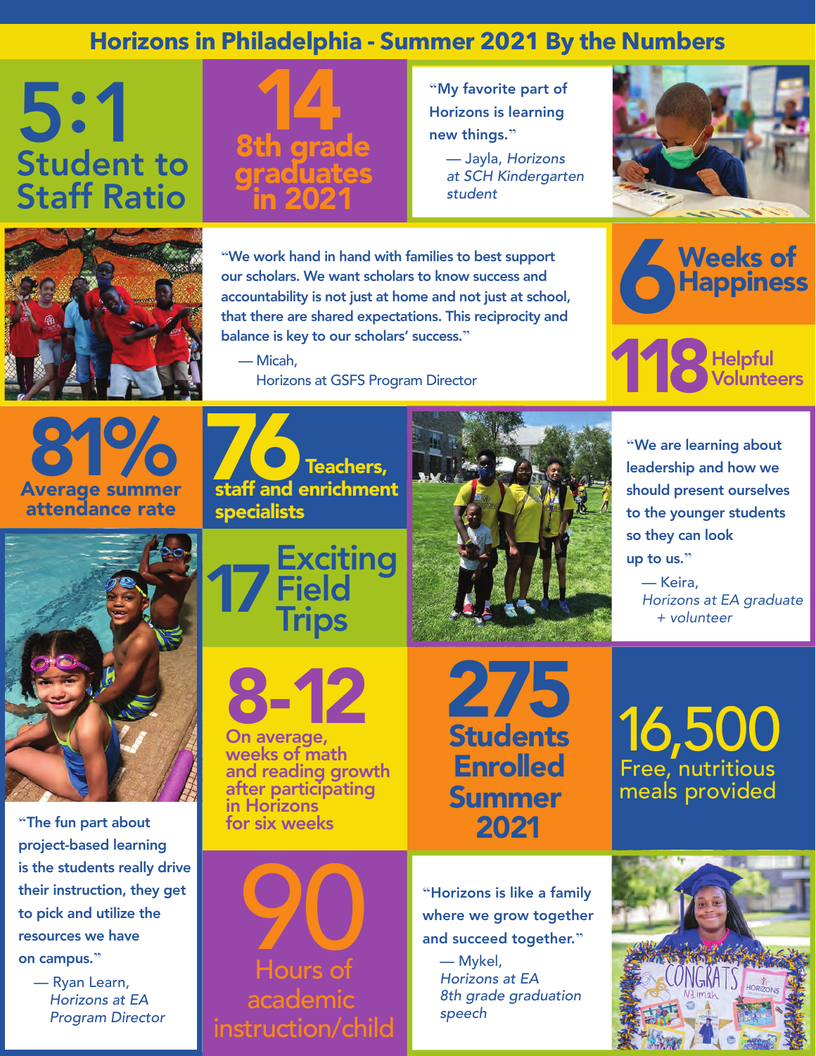# Horizons in Philadelphia - Summer 2021 By the Numbers

**5:1**
Student to Staff Ratio

**14**
8th grade graduates in 2021

"My favorite part of Horizons is learning new things."

— Jayla, *Horizons at SCH Kindergarten student*

"We work hand in hand with families to best support our scholars. We want scholars to know success and accountability is not just at home and not just at school, that there are shared expectations. This reciprocity and balance is key to our scholars' success."

— Micah,
Horizons at GSFS Program Director

**6** Weeks of Happiness

**118** Helpful Volunteers

**81%**
Average summer attendance rate

**76** Teachers, staff and enrichment specialists

**17** Exciting Field Trips

"We are learning about leadership and how we should present ourselves to the younger students so they can look up to us."

— Keira,
*Horizons at EA graduate + volunteer*

"The fun part about project-based learning is the students really drive their instruction, they get to pick and utilize the resources we have on campus."

— Ryan Learn,
*Horizons at EA Program Director*

**8-12**
On average, weeks of math and reading growth after participating in Horizons for six weeks

**275**
Students Enrolled Summer 2021

**16,500**
Free, nutritious meals provided

**90**
Hours of academic instruction/child

"Horizons is like a family where we grow together and succeed together."

— Mykel,
*Horizons at EA 8th grade graduation speech*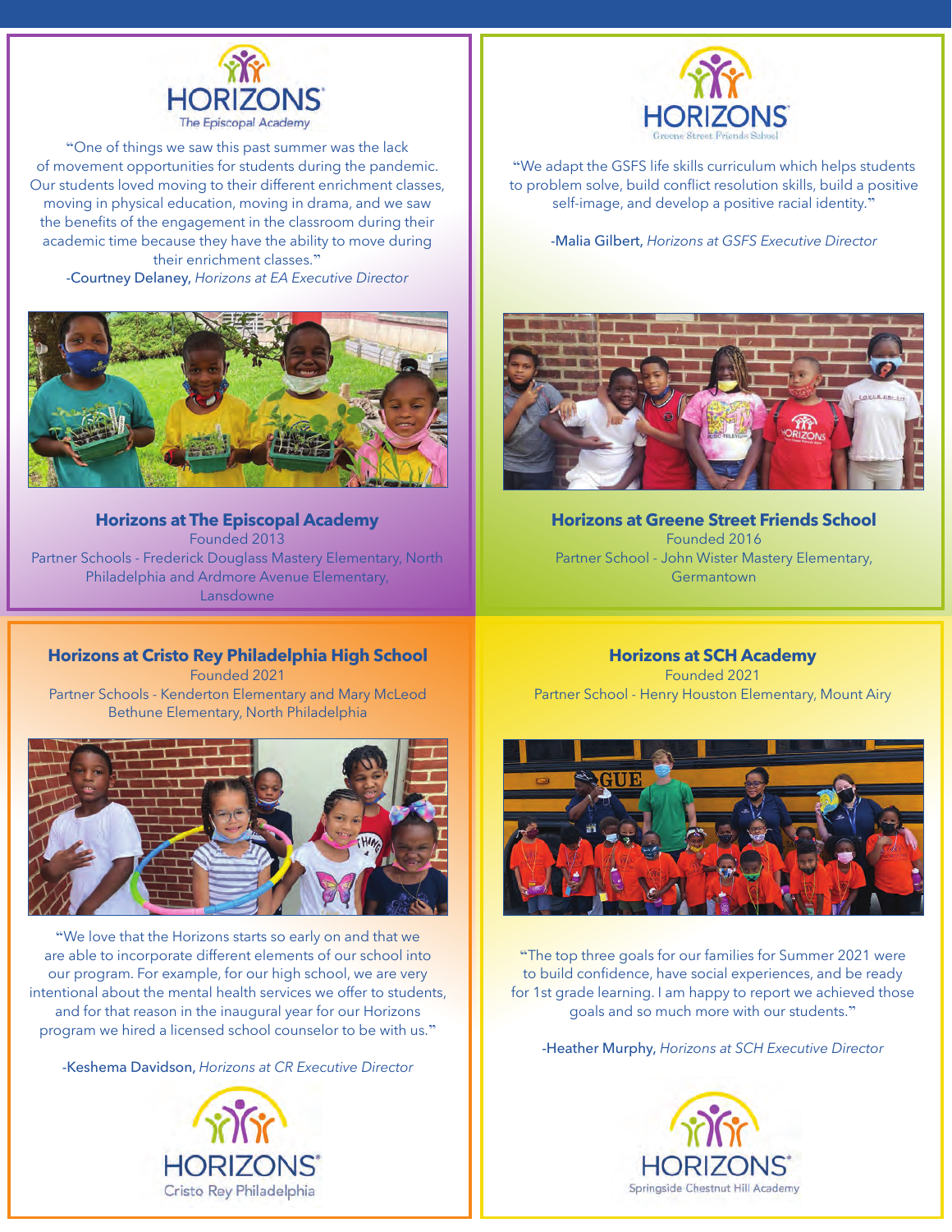HORIZONS
The Episcopal Academy

"One of things we saw this past summer was the lack of movement opportunities for students during the pandemic. Our students loved moving to their different enrichment classes, moving in physical education, moving in drama, and we saw the benefits of the engagement in the classroom during their academic time because they have the ability to move during their enrichment classes."

-Courtney Delaney, *Horizons at EA Executive Director*

### Horizons at The Episcopal Academy

Founded 2013

Partner Schools - Frederick Douglass Mastery Elementary, North Philadelphia and Ardmore Avenue Elementary, Lansdowne

HORIZONS
Greene Street Friends School

"We adapt the GSFS life skills curriculum which helps students to problem solve, build conflict resolution skills, build a positive self-image, and develop a positive racial identity."

-Malia Gilbert, *Horizons at GSFS Executive Director*

### Horizons at Greene Street Friends School

Founded 2016

Partner School - John Wister Mastery Elementary, Germantown

### Horizons at Cristo Rey Philadelphia High School

Founded 2021

Partner Schools - Kenderton Elementary and Mary McLeod Bethune Elementary, North Philadelphia

"We love that the Horizons starts so early on and that we are able to incorporate different elements of our school into our program. For example, for our high school, we are very intentional about the mental health services we offer to students, and for that reason in the inaugural year for our Horizons program we hired a licensed school counselor to be with us."

-Keshema Davidson, *Horizons at CR Executive Director*

HORIZONS
Cristo Rey Philadelphia

### Horizons at SCH Academy

Founded 2021

Partner School - Henry Houston Elementary, Mount Airy

"The top three goals for our families for Summer 2021 were to build confidence, have social experiences, and be ready for 1st grade learning. I am happy to report we achieved those goals and so much more with our students."

-Heather Murphy, *Horizons at SCH Executive Director*

HORIZONS
Springside Chestnut Hill Academy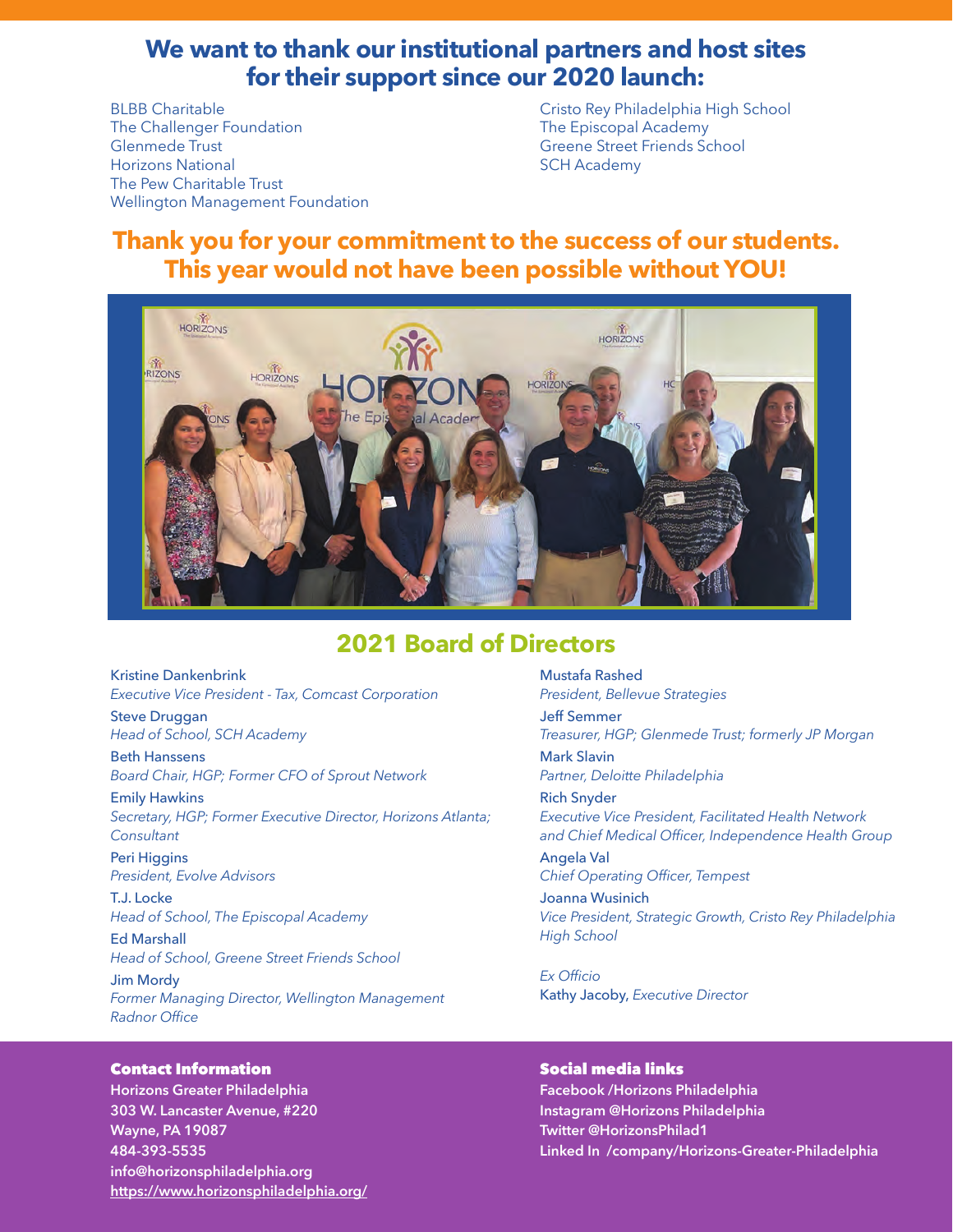## We want to thank our institutional partners and host sites for their support since our 2020 launch:

BLBB Charitable
The Challenger Foundation
Glenmede Trust
Horizons National
The Pew Charitable Trust
Wellington Management Foundation
Cristo Rey Philadelphia High School
The Episcopal Academy
Greene Street Friends School
SCH Academy

## Thank you for your commitment to the success of our students. This year would not have been possible without YOU!

## 2021 Board of Directors

Kristine Dankenbrink
*Executive Vice President - Tax, Comcast Corporation*

Steve Druggan
*Head of School, SCH Academy*

Beth Hanssens
*Board Chair, HGP; Former CFO of Sprout Network*

Emily Hawkins
*Secretary, HGP; Former Executive Director, Horizons Atlanta; Consultant*

Peri Higgins
*President, Evolve Advisors*

T.J. Locke
*Head of School, The Episcopal Academy*

Ed Marshall
*Head of School, Greene Street Friends School*

Jim Mordy
*Former Managing Director, Wellington Management Radnor Office*

Mustafa Rashed
*President, Bellevue Strategies*

Jeff Semmer
*Treasurer, HGP; Glenmede Trust; formerly JP Morgan*

Mark Slavin
*Partner, Deloitte Philadelphia*

Rich Snyder
*Executive Vice President, Facilitated Health Network and Chief Medical Officer, Independence Health Group*

Angela Val
*Chief Operating Officer, Tempest*

Joanna Wusinich
*Vice President, Strategic Growth, Cristo Rey Philadelphia High School*

*Ex Officio*
Kathy Jacoby, *Executive Director*

**Contact Information**

**Horizons Greater Philadelphia**
**303 W. Lancaster Avenue, #220**
**Wayne, PA 19087**
**484-393-5535**
**info@horizonsphiladelphia.org**
**https://www.horizonsphiladelphia.org/**

**Social media links**

**Facebook /Horizons Philadelphia**
**Instagram @Horizons Philadelphia**
**Twitter @HorizonsPhilad1**
**Linked In /company/Horizons-Greater-Philadelphia**